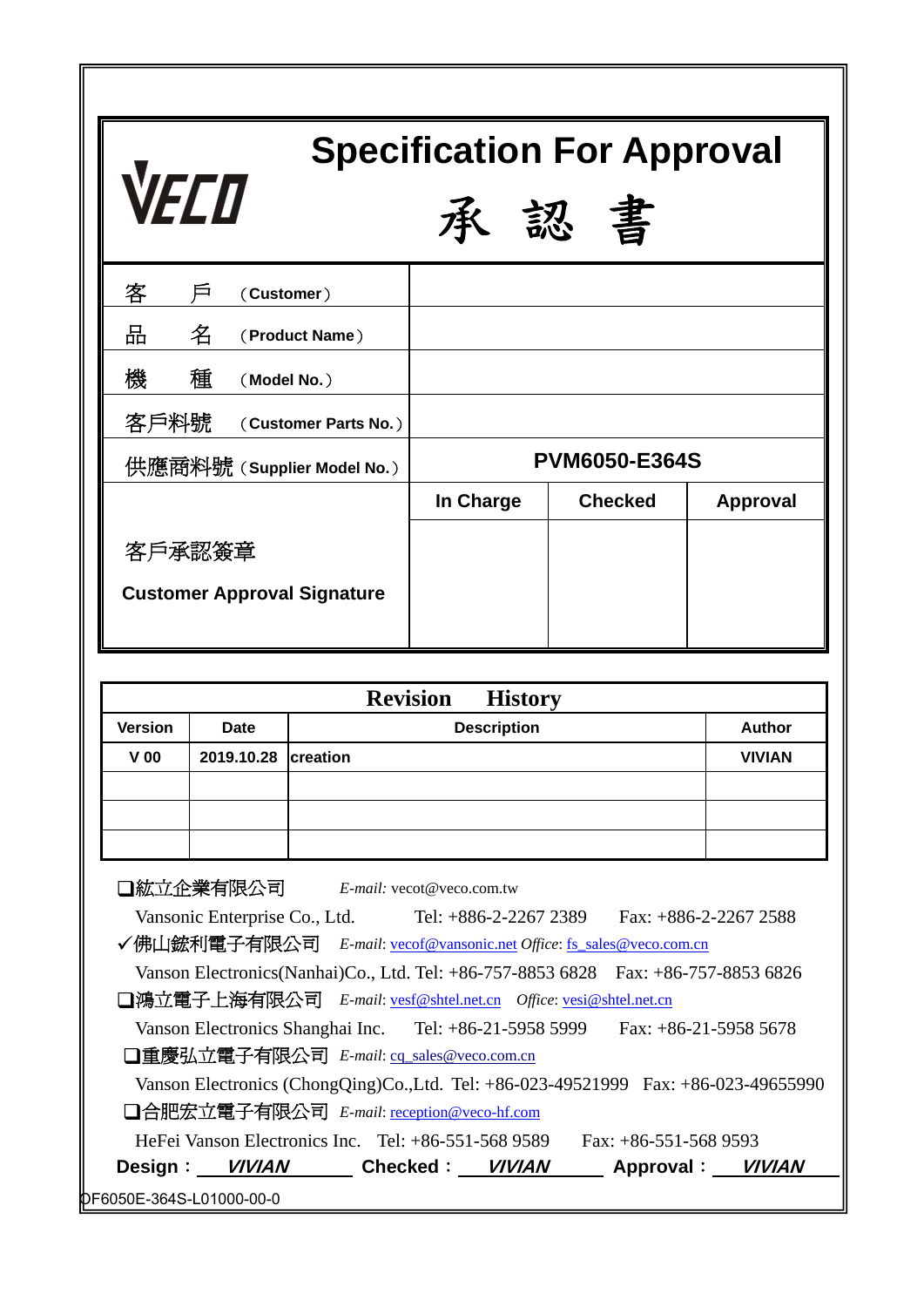VECO

# Specification For Approval

# 承 認 書

| | |
|---|---|
| 客 戶 （**Customer**） | |
| 品 名 （**Product Name**） | |
| 機 種 （**Model No.**） | |
| 客戶料號 （**Customer Parts No.**） | |
| 供應商料號（**Supplier Model No.**） | **PVM6050-E364S** |

| | In Charge | Checked | Approval |
|---|---|---|---|
| 客戶承認簽章<br>**Customer Approval Signature** | | | |

| **Revision History** | | | |
|---|---|---|---|
| **Version** | **Date** | **Description** | **Author** |
| **V 00** | **2019.10.28** | **creation** | **VIVIAN** |
| | | | |
| | | | |
| | | | |

❑紘立企業有限公司 *E-mail:* vecot@veco.com.tw
Vansonic Enterprise Co., Ltd. Tel: +886-2-2267 2389 Fax: +886-2-2267 2588

✓佛山鋐利電子有限公司 *E-mail*: vecof@vansonic.net *Office*: fs_sales@veco.com.cn
Vanson Electronics(Nanhai)Co., Ltd. Tel: +86-757-8853 6828 Fax: +86-757-8853 6826

❑鴻立電子上海有限公司 *E-mail*: vesf@shtel.net.cn *Office*: vesi@shtel.net.cn
Vanson Electronics Shanghai Inc. Tel: +86-21-5958 5999 Fax: +86-21-5958 5678

❑重慶弘立電子有限公司 *E-mail*: cq_sales@veco.com.cn
Vanson Electronics (ChongQing)Co.,Ltd. Tel: +86-023-49521999 Fax: +86-023-49655990

❑合肥宏立電子有限公司 *E-mail*: reception@veco-hf.com
HeFei Vanson Electronics Inc. Tel: +86-551-568 9589 Fax: +86-551-568 9593

**Design：** ***VIVIAN*** **Checked：** ***VIVIAN*** **Approval：** ***VIVIAN***

OF6050E-364S-L01000-00-0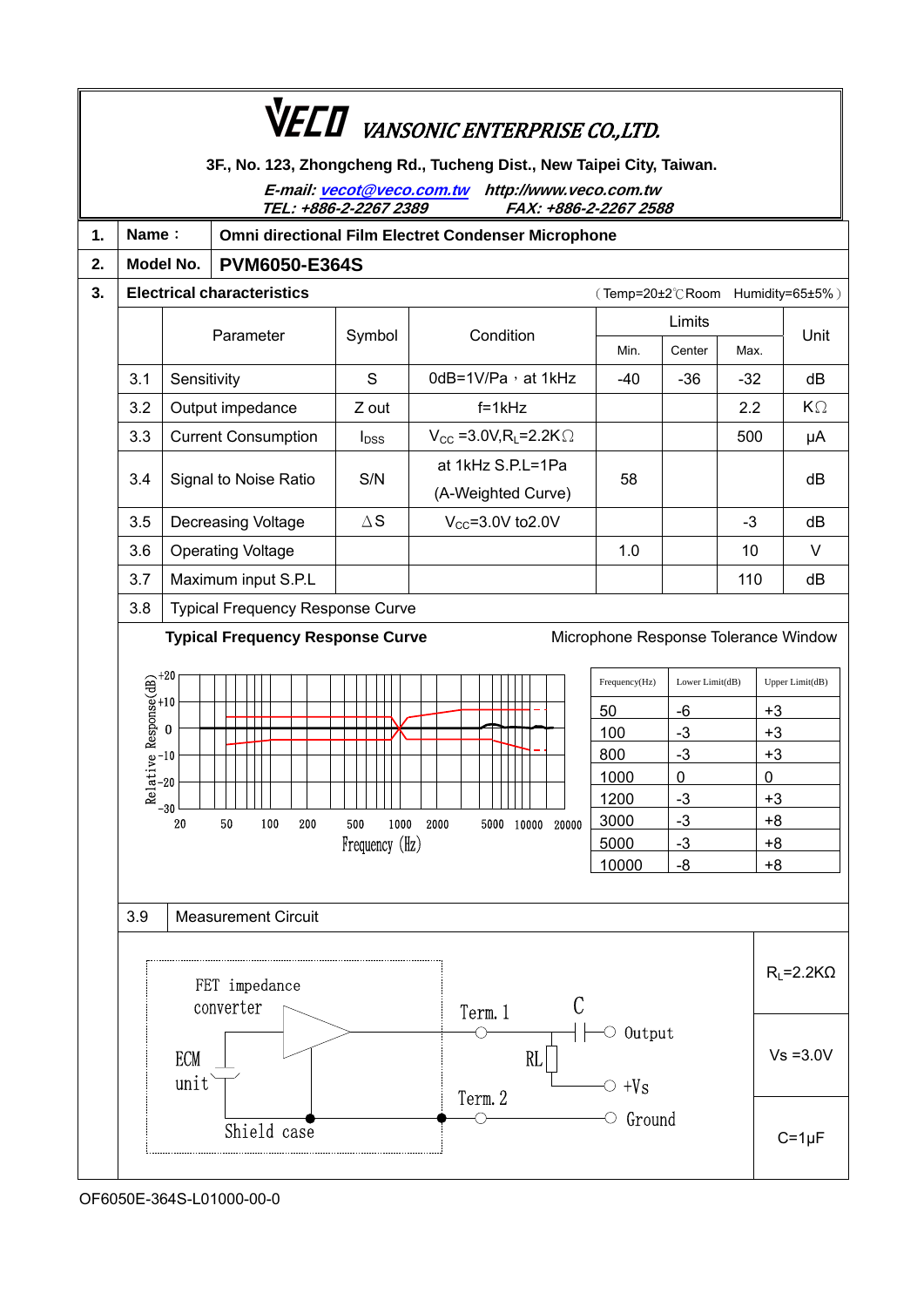# VECO VANSONIC ENTERPRISE CO.,LTD.

**3F., No. 123, Zhongcheng Rd., Tucheng Dist., New Taipei City, Taiwan.**

***E-mail: vecot@veco.com.tw   http://www.veco.com.tw***
***TEL: +886-2-2267 2389   FAX: +886-2-2267 2588***

| | | |
|---|---|---|
| **1.** | **Name：** | **Omni directional Film Electret Condenser Microphone** |
| **2.** | **Model No.** | **PVM6050-E364S** |

**3. Electrical characteristics** （Temp=20±2℃Room Humidity=65±5%）

| | Parameter | Symbol | Condition | Limits | | | Unit |
|---|---|---|---|---|---|---|---|
| | | | | Min. | Center | Max. | |
| 3.1 | Sensitivity | S | 0dB=1V/Pa，at 1kHz | -40 | -36 | -32 | dB |
| 3.2 | Output impedance | Z out | f=1kHz | | | 2.2 | KΩ |
| 3.3 | Current Consumption | $I_{DSS}$ | $V_{CC}$ =3.0V,$R_L$=2.2KΩ | | | 500 | μA |
| 3.4 | Signal to Noise Ratio | S/N | at 1kHz S.P.L=1Pa (A-Weighted Curve) | 58 | | | dB |
| 3.5 | Decreasing Voltage | ΔS | $V_{CC}$=3.0V to2.0V | | | -3 | dB |
| 3.6 | Operating Voltage | | | 1.0 | | 10 | V |
| 3.7 | Maximum input S.P.L | | | | | 110 | dB |
| 3.8 | Typical Frequency Response Curve | | | | | | |

**Typical Frequency Response Curve**

Microphone Response Tolerance Window

| Frequency(Hz) | Lower Limit(dB) | Upper Limit(dB) |
|---|---|---|
| 50 | -6 | +3 |
| 100 | -3 | +3 |
| 800 | -3 | +3 |
| 1000 | 0 | 0 |
| 1200 | -3 | +3 |
| 3000 | -3 | +8 |
| 5000 | -3 | +8 |
| 10000 | -8 | +8 |

3.9 Measurement Circuit

| |
|---|
| $R_L$=2.2KΩ |
| Vs =3.0V |
| C=1μF |

OF6050E-364S-L01000-00-0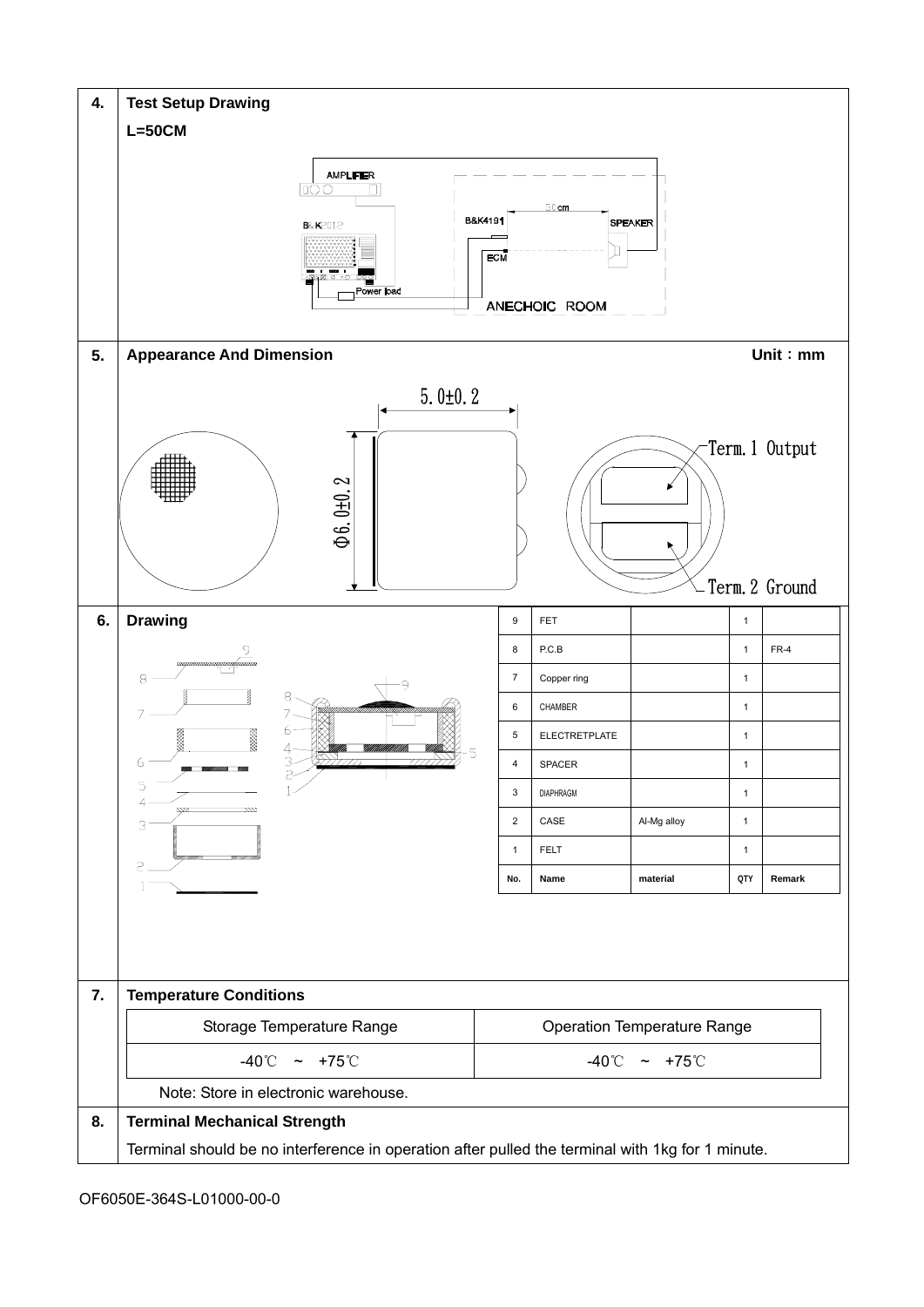## 4. Test Setup Drawing

**L=50CM**

AMPLIFIER

B&K2012

Power load

B&K4191

50cm

SPEAKER

ECM

ANECHOIC ROOM

## 5. Appearance And Dimension

Unit：mm

5.0±0.2

Φ6.0±0.2

Term.1 Output

Term.2 Ground

## 6. Drawing

| No. | Name | material | QTY | Remark |
|---|---|---|---|---|
| 9 | FET | | 1 | |
| 8 | P.C.B | | 1 | FR-4 |
| 7 | Copper ring | | 1 | |
| 6 | CHAMBER | | 1 | |
| 5 | ELECTRETPLATE | | 1 | |
| 4 | SPACER | | 1 | |
| 3 | DIAPHRAGM | | 1 | |
| 2 | CASE | Al-Mg alloy | 1 | |
| 1 | FELT | | 1 | |

## 7. Temperature Conditions

| Storage Temperature Range | Operation Temperature Range |
|---|---|
| -40℃ ~ +75℃ | -40℃ ~ +75℃ |

Note: Store in electronic warehouse.

## 8. Terminal Mechanical Strength

Terminal should be no interference in operation after pulled the terminal with 1kg for 1 minute.

OF6050E-364S-L01000-00-0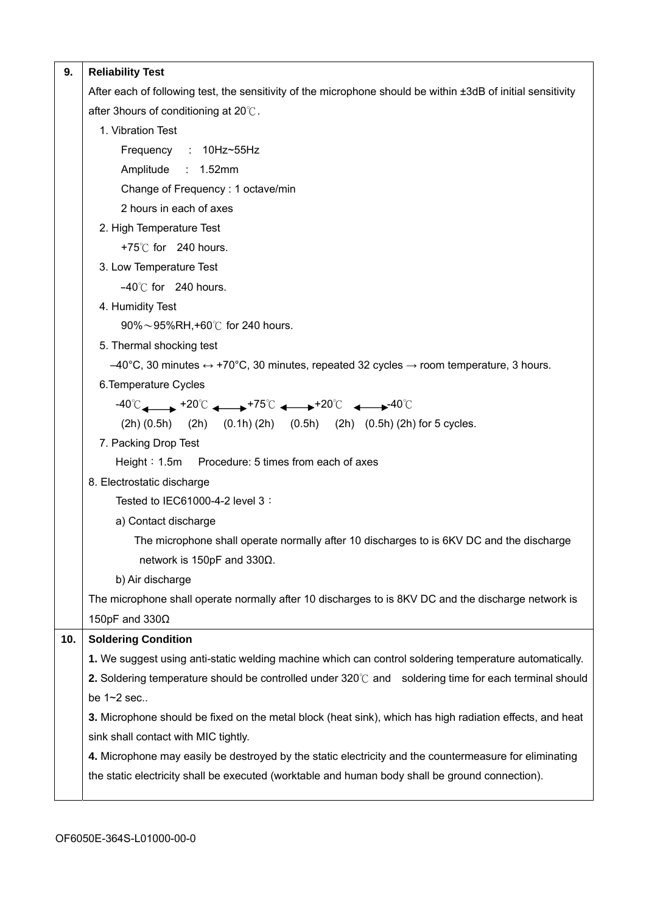## 9. Reliability Test

After each of following test, the sensitivity of the microphone should be within ±3dB of initial sensitivity after 3hours of conditioning at 20℃.

1. Vibration Test
   - Frequency : 10Hz~55Hz
   - Amplitude : 1.52mm
   - Change of Frequency : 1 octave/min
   - 2 hours in each of axes
2. High Temperature Test
   - +75℃ for 240 hours.
3. Low Temperature Test
   - −40℃ for 240 hours.
4. Humidity Test
   - 90%～95%RH,+60℃ for 240 hours.
5. Thermal shocking test
   - –40°C, 30 minutes ↔ +70°C, 30 minutes, repeated 32 cycles → room temperature, 3 hours.
6. Temperature Cycles
   - -40℃ ↔ +20℃ ↔ +75℃ ↔ +20℃ ↔ -40℃
   - (2h) (0.5h) (2h) (0.1h) (2h) (0.5h) (2h) (0.5h) (2h) for 5 cycles.
7. Packing Drop Test
   - Height：1.5m Procedure: 5 times from each of axes

8. Electrostatic discharge

Tested to IEC61000-4-2 level 3：

a) Contact discharge

The microphone shall operate normally after 10 discharges to is 6KV DC and the discharge network is 150pF and 330Ω.

b) Air discharge

The microphone shall operate normally after 10 discharges to is 8KV DC and the discharge network is 150pF and 330Ω

## 10. Soldering Condition

**1.** We suggest using anti-static welding machine which can control soldering temperature automatically.

**2.** Soldering temperature should be controlled under 320℃ and soldering time for each terminal should be 1~2 sec..

**3.** Microphone should be fixed on the metal block (heat sink), which has high radiation effects, and heat sink shall contact with MIC tightly.

**4.** Microphone may easily be destroyed by the static electricity and the countermeasure for eliminating the static electricity shall be executed (worktable and human body shall be ground connection).

OF6050E-364S-L01000-00-0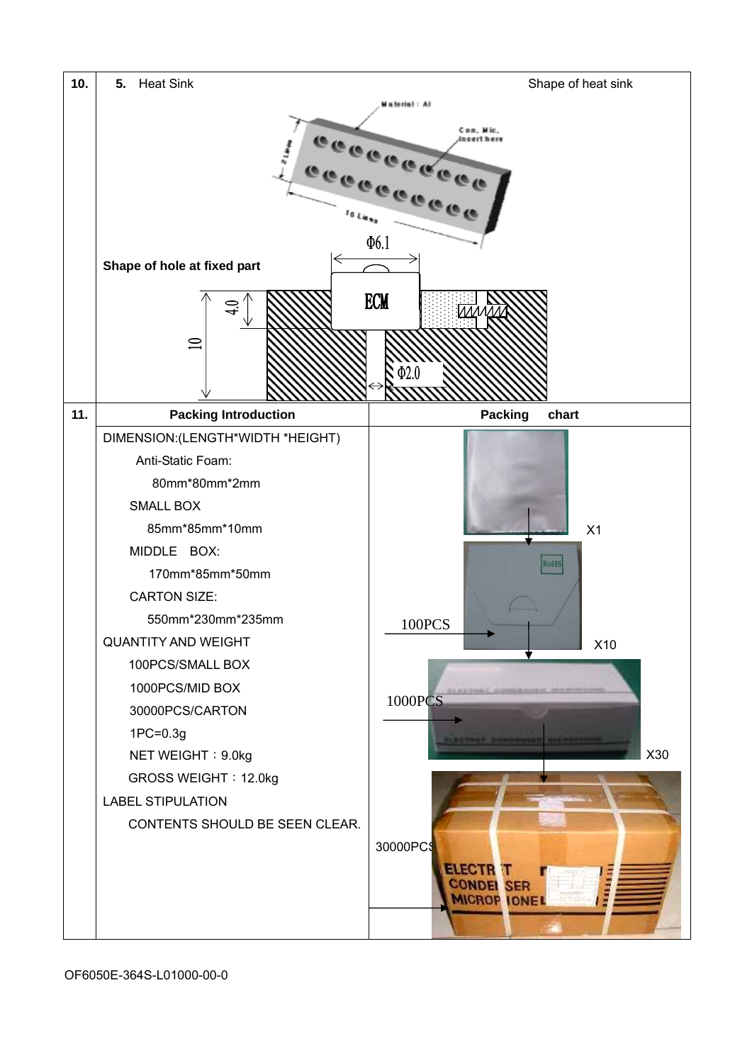## 10. 5. Heat Sink

Shape of heat sink

Material : Al

Con. Mic. insert here

2 Lines

10 Lines

Shape of hole at fixed part

Φ6.1

ECM

4.0

10

Φ2.0

## 11. Packing Introduction

| Packing Introduction | Packing chart |
|---|---|
| DIMENSION:(LENGTH*WIDTH *HEIGHT)<br>Anti-Static Foam:<br>80mm*80mm*2mm<br>SMALL BOX<br>85mm*85mm*10mm<br>MIDDLE BOX:<br>170mm*85mm*50mm<br>CARTON SIZE:<br>550mm*230mm*235mm<br>QUANTITY AND WEIGHT<br>100PCS/SMALL BOX<br>1000PCS/MID BOX<br>30000PCS/CARTON<br>1PC=0.3g<br>NET WEIGHT：9.0kg<br>GROSS WEIGHT：12.0kg<br>LABEL STIPULATION<br>CONTENTS SHOULD BE SEEN CLEAR. | X1<br>100PCS<br>X10<br>1000PCS<br>X30<br>30000PCS |

OF6050E-364S-L01000-00-0